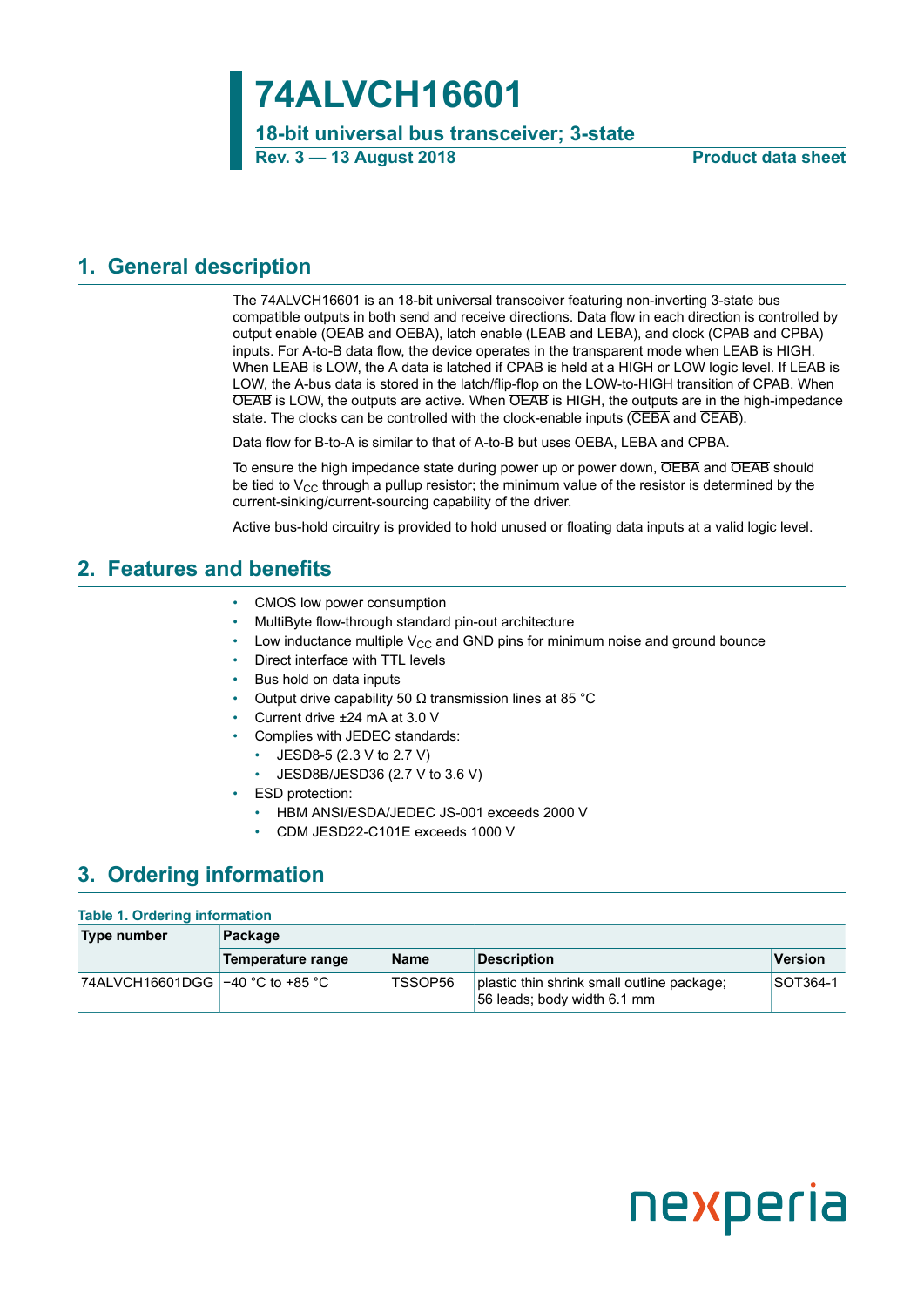# 74ALVCH16601

**18-bit universal bus transceiver; 3-state**

**Rev. 3 — 13 August 2018** **Product data sheet**

## 1. General description

The 74ALVCH16601 is an 18-bit universal transceiver featuring non-inverting 3-state bus compatible outputs in both send and receive directions. Data flow in each direction is controlled by output enable ($\overline{OEAB}$ and $\overline{OEBA}$), latch enable (LEAB and LEBA), and clock (CPAB and CPBA) inputs. For A-to-B data flow, the device operates in the transparent mode when LEAB is HIGH. When LEAB is LOW, the A data is latched if CPAB is held at a HIGH or LOW logic level. If LEAB is LOW, the A-bus data is stored in the latch/flip-flop on the LOW-to-HIGH transition of CPAB. When $\overline{OEAB}$ is LOW, the outputs are active. When $\overline{OEAB}$ is HIGH, the outputs are in the high-impedance state. The clocks can be controlled with the clock-enable inputs ($\overline{CEBA}$ and $\overline{CEAB}$).

Data flow for B-to-A is similar to that of A-to-B but uses $\overline{OEBA}$, LEBA and CPBA.

To ensure the high impedance state during power up or power down, $\overline{OEBA}$ and $\overline{OEAB}$ should be tied to $V_{CC}$ through a pullup resistor; the minimum value of the resistor is determined by the current-sinking/current-sourcing capability of the driver.

Active bus-hold circuitry is provided to hold unused or floating data inputs at a valid logic level.

## 2. Features and benefits

- CMOS low power consumption
- MultiByte flow-through standard pin-out architecture
- Low inductance multiple $V_{CC}$ and GND pins for minimum noise and ground bounce
- Direct interface with TTL levels
- Bus hold on data inputs
- Output drive capability 50 Ω transmission lines at 85 °C
- Current drive ±24 mA at 3.0 V
- Complies with JEDEC standards:
  - JESD8-5 (2.3 V to 2.7 V)
  - JESD8B/JESD36 (2.7 V to 3.6 V)
- ESD protection:
  - HBM ANSI/ESDA/JEDEC JS-001 exceeds 2000 V
  - CDM JESD22-C101E exceeds 1000 V

## 3. Ordering information

**Table 1. Ordering information**

| Type number | Package | | | |
|---|---|---|---|---|
| | Temperature range | Name | Description | Version |
| 74ALVCH16601DGG | −40 °C to +85 °C | TSSOP56 | plastic thin shrink small outline package; 56 leads; body width 6.1 mm | SOT364-1 |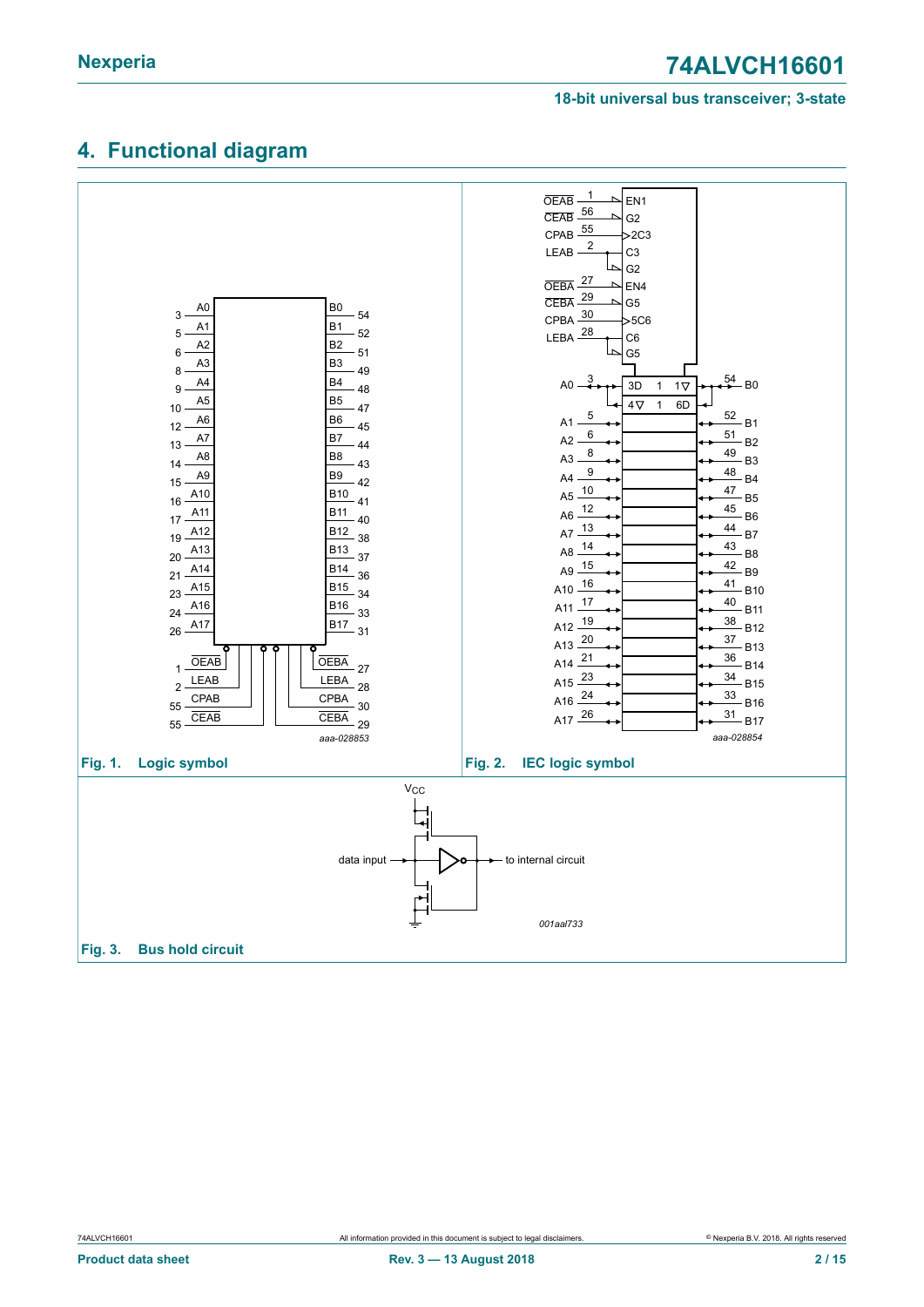## 4. Functional diagram

Fig. 1. Logic symbol

Fig. 2. IEC logic symbol

Fig. 3. Bus hold circuit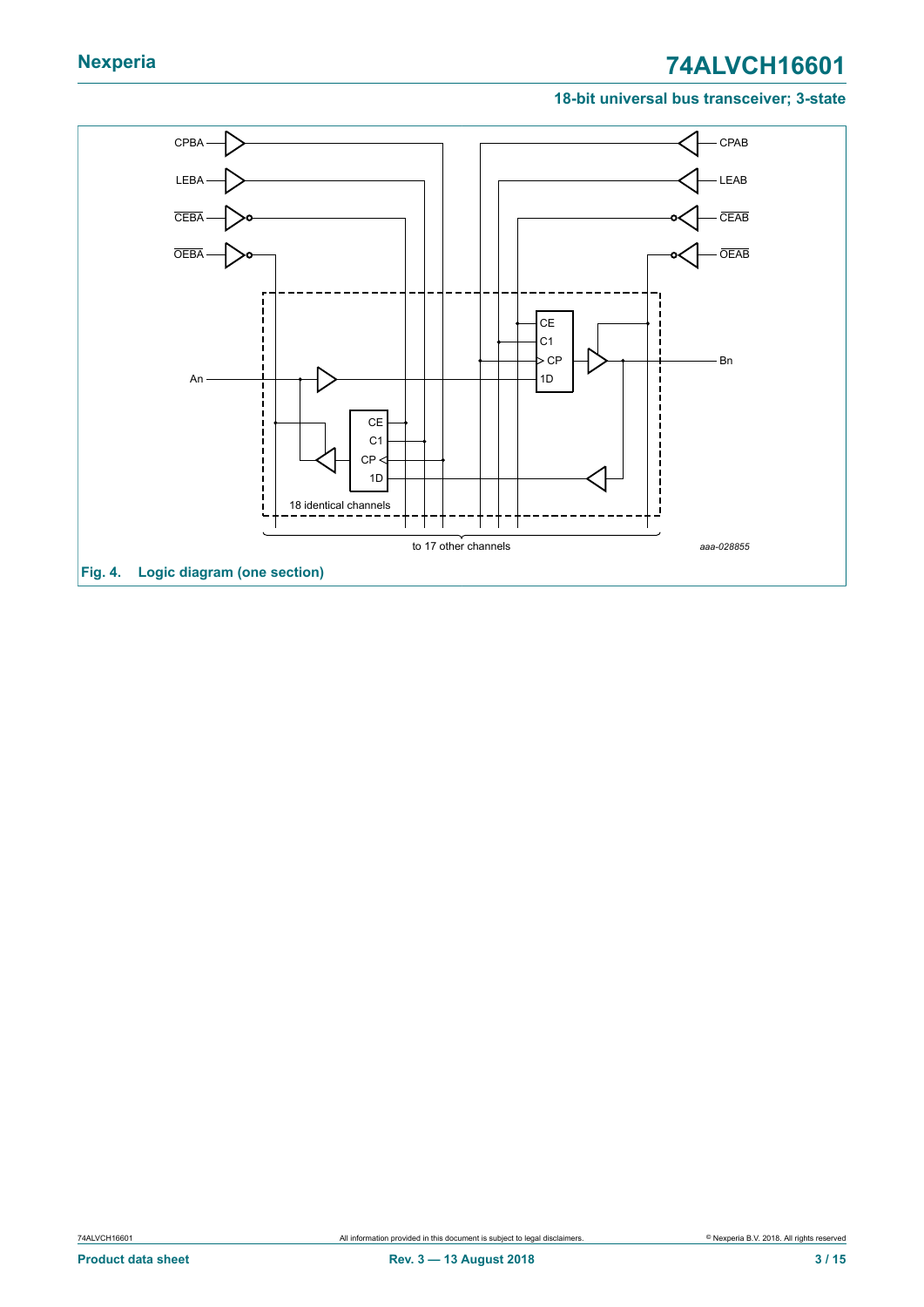CPBA

LEBA

$\overline{CEBA}$

$\overline{OEBA}$

CPAB

LEAB

$\overline{CEAB}$

$\overline{OEAB}$

An

Bn

CE
C1
CP
1D

CE
C1
CP
1D

18 identical channels

to 17 other channels

aaa-028855

**Fig. 4. Logic diagram (one section)**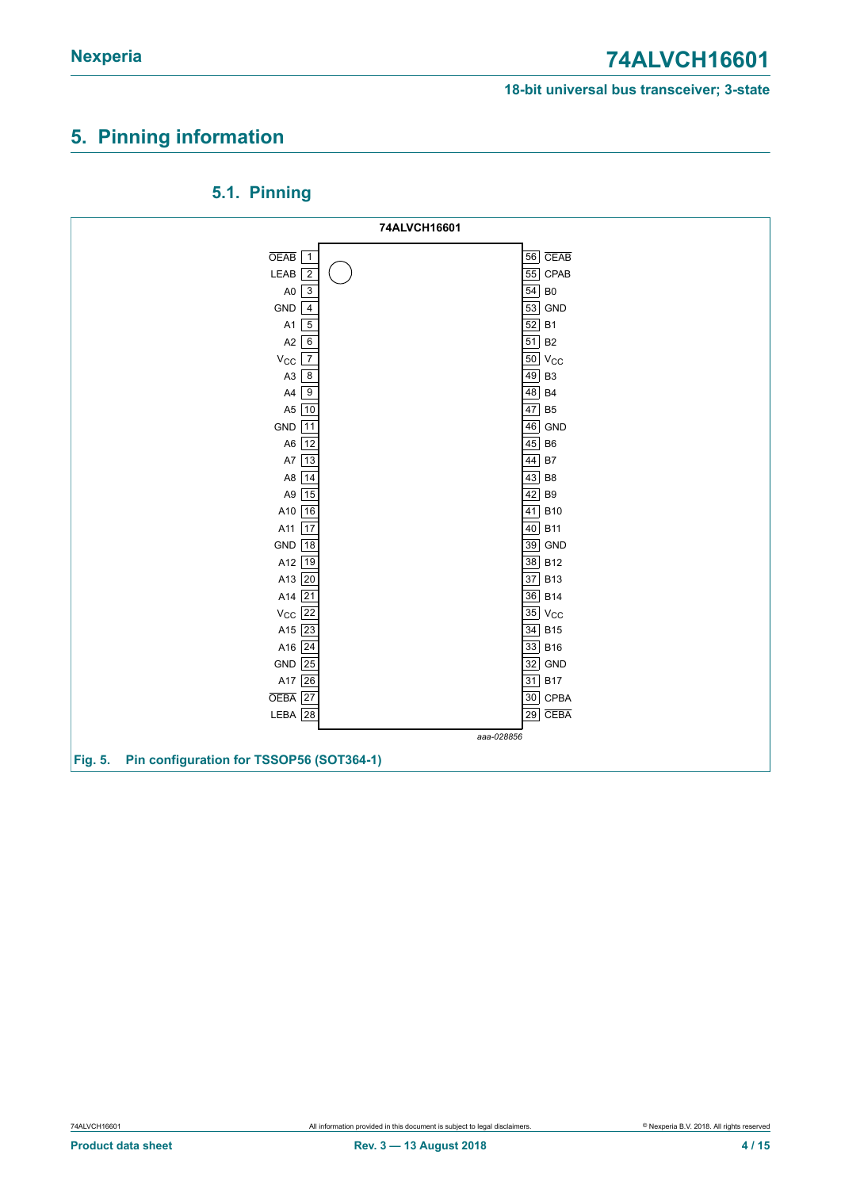## 5. Pinning information

### 5.1. Pinning

74ALVCH16601

| Symbol | Pin | Pin | Symbol |
|---|---|---|---|
| OEAB (active LOW) | 1 | 56 | CEAB (active LOW) |
| LEAB | 2 | 55 | CPAB |
| A0 | 3 | 54 | B0 |
| GND | 4 | 53 | GND |
| A1 | 5 | 52 | B1 |
| A2 | 6 | 51 | B2 |
| $V_{CC}$ | 7 | 50 | $V_{CC}$ |
| A3 | 8 | 49 | B3 |
| A4 | 9 | 48 | B4 |
| A5 | 10 | 47 | B5 |
| GND | 11 | 46 | GND |
| A6 | 12 | 45 | B6 |
| A7 | 13 | 44 | B7 |
| A8 | 14 | 43 | B8 |
| A9 | 15 | 42 | B9 |
| A10 | 16 | 41 | B10 |
| A11 | 17 | 40 | B11 |
| GND | 18 | 39 | GND |
| A12 | 19 | 38 | B12 |
| A13 | 20 | 37 | B13 |
| A14 | 21 | 36 | B14 |
| $V_{CC}$ | 22 | 35 | $V_{CC}$ |
| A15 | 23 | 34 | B15 |
| A16 | 24 | 33 | B16 |
| GND | 25 | 32 | GND |
| A17 | 26 | 31 | B17 |
| OEBA (active LOW) | 27 | 30 | CPBA |
| LEBA | 28 | 29 | CEBA (active LOW) |

aaa-028856

**Fig. 5. Pin configuration for TSSOP56 (SOT364-1)**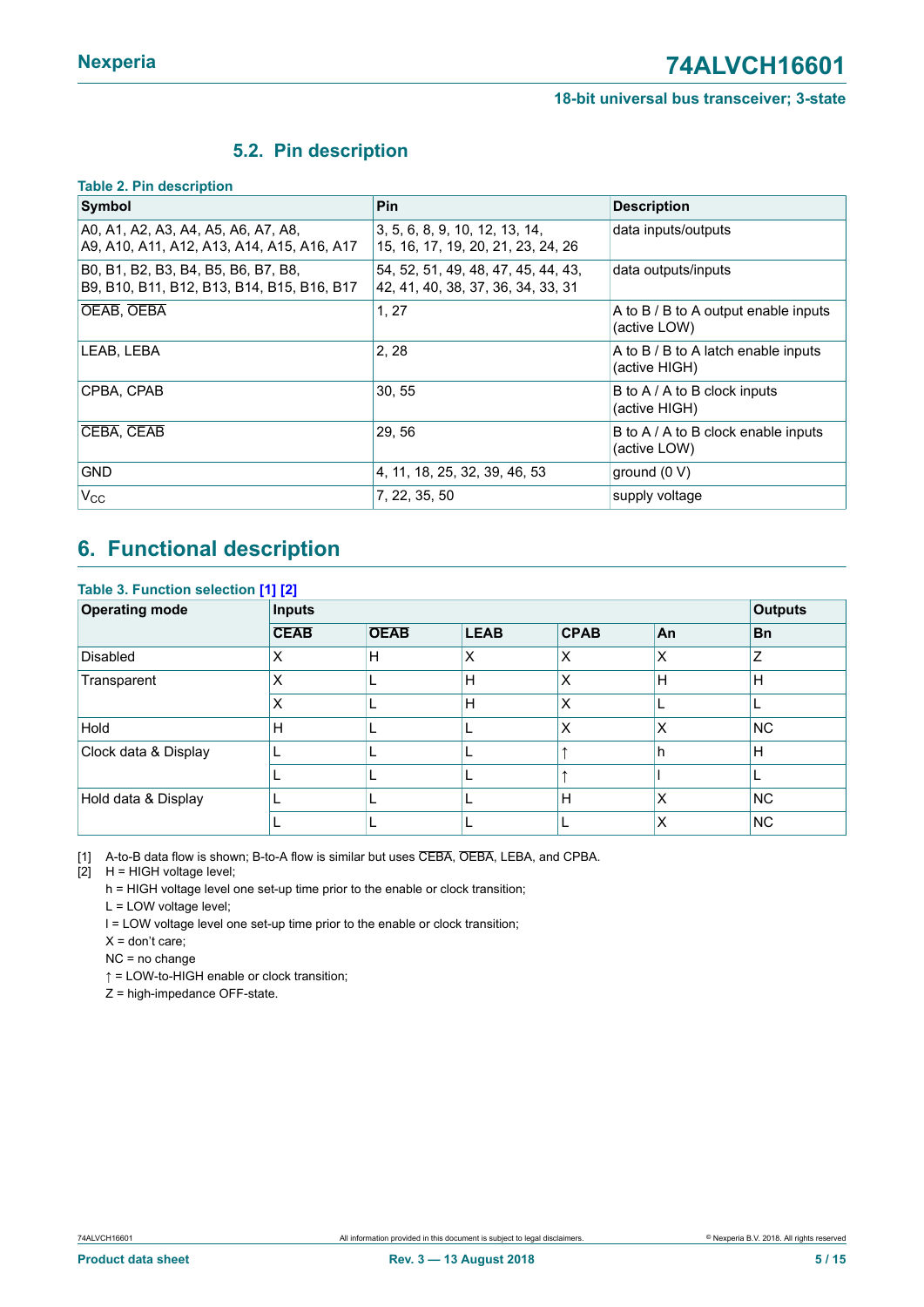### 5.2. Pin description

**Table 2. Pin description**

| Symbol | Pin | Description |
|---|---|---|
| A0, A1, A2, A3, A4, A5, A6, A7, A8, A9, A10, A11, A12, A13, A14, A15, A16, A17 | 3, 5, 6, 8, 9, 10, 12, 13, 14, 15, 16, 17, 19, 20, 21, 23, 24, 26 | data inputs/outputs |
| B0, B1, B2, B3, B4, B5, B6, B7, B8, B9, B10, B11, B12, B13, B14, B15, B16, B17 | 54, 52, 51, 49, 48, 47, 45, 44, 43, 42, 41, 40, 38, 37, 36, 34, 33, 31 | data outputs/inputs |
| $\overline{OEAB}$, $\overline{OEBA}$ | 1, 27 | A to B / B to A output enable inputs (active LOW) |
| LEAB, LEBA | 2, 28 | A to B / B to A latch enable inputs (active HIGH) |
| CPBA, CPAB | 30, 55 | B to A / A to B clock inputs (active HIGH) |
| $\overline{CEBA}$, $\overline{CEAB}$ | 29, 56 | B to A / A to B clock enable inputs (active LOW) |
| GND | 4, 11, 18, 25, 32, 39, 46, 53 | ground (0 V) |
| $V_{CC}$ | 7, 22, 35, 50 | supply voltage |

## 6. Functional description

**Table 3. Function selection [1] [2]**

| Operating mode | Inputs | | | | | Outputs |
|---|---|---|---|---|---|---|
| | $\overline{CEAB}$ | $\overline{OEAB}$ | LEAB | CPAB | An | Bn |
| Disabled | X | H | X | X | X | Z |
| Transparent | X | L | H | X | H | H |
| | X | L | H | X | L | L |
| Hold | H | L | L | X | X | NC |
| Clock data & Display | L | L | L | ↑ | h | H |
| | L | L | L | ↑ | l | L |
| Hold data & Display | L | L | L | H | X | NC |
| | L | L | L | L | X | NC |

[1] A-to-B data flow is shown; B-to-A flow is similar but uses $\overline{CEBA}$, $\overline{OEBA}$, LEBA, and CPBA.

[2] H = HIGH voltage level;
h = HIGH voltage level one set-up time prior to the enable or clock transition;
L = LOW voltage level;
l = LOW voltage level one set-up time prior to the enable or clock transition;
X = don't care;
NC = no change
↑ = LOW-to-HIGH enable or clock transition;
Z = high-impedance OFF-state.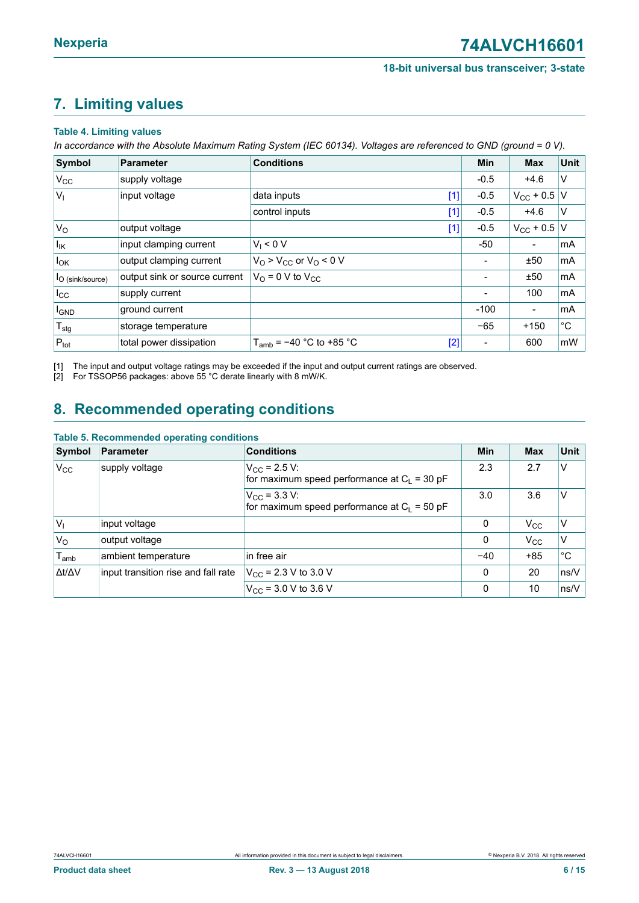## 7. Limiting values

**Table 4. Limiting values**

*In accordance with the Absolute Maximum Rating System (IEC 60134). Voltages are referenced to GND (ground = 0 V).*

| Symbol | Parameter | Conditions | | Min | Max | Unit |
|---|---|---|---|---|---|---|
| $V_{CC}$ | supply voltage | | | -0.5 | +4.6 | V |
| $V_I$ | input voltage | data inputs | [1] | -0.5 | $V_{CC}$ + 0.5 | V |
| | | control inputs | [1] | -0.5 | +4.6 | V |
| $V_O$ | output voltage | | [1] | -0.5 | $V_{CC}$ + 0.5 | V |
| $I_{IK}$ | input clamping current | $V_I < 0$ V | | -50 | - | mA |
| $I_{OK}$ | output clamping current | $V_O > V_{CC}$ or $V_O < 0$ V | | - | ±50 | mA |
| $I_{O\ (sink/source)}$ | output sink or source current | $V_O$ = 0 V to $V_{CC}$ | | - | ±50 | mA |
| $I_{CC}$ | supply current | | | - | 100 | mA |
| $I_{GND}$ | ground current | | | -100 | - | mA |
| $T_{stg}$ | storage temperature | | | −65 | +150 | °C |
| $P_{tot}$ | total power dissipation | $T_{amb}$ = −40 °C to +85 °C | [2] | - | 600 | mW |

[1] The input and output voltage ratings may be exceeded if the input and output current ratings are observed.

[2] For TSSOP56 packages: above 55 °C derate linearly with 8 mW/K.

## 8. Recommended operating conditions

**Table 5. Recommended operating conditions**

| Symbol | Parameter | Conditions | Min | Max | Unit |
|---|---|---|---|---|---|
| $V_{CC}$ | supply voltage | $V_{CC}$ = 2.5 V: for maximum speed performance at $C_L$ = 30 pF | 2.3 | 2.7 | V |
| | | $V_{CC}$ = 3.3 V: for maximum speed performance at $C_L$ = 50 pF | 3.0 | 3.6 | V |
| $V_I$ | input voltage | | 0 | $V_{CC}$ | V |
| $V_O$ | output voltage | | 0 | $V_{CC}$ | V |
| $T_{amb}$ | ambient temperature | in free air | −40 | +85 | °C |
| $\Delta t/\Delta V$ | input transition rise and fall rate | $V_{CC}$ = 2.3 V to 3.0 V | 0 | 20 | ns/V |
| | | $V_{CC}$ = 3.0 V to 3.6 V | 0 | 10 | ns/V |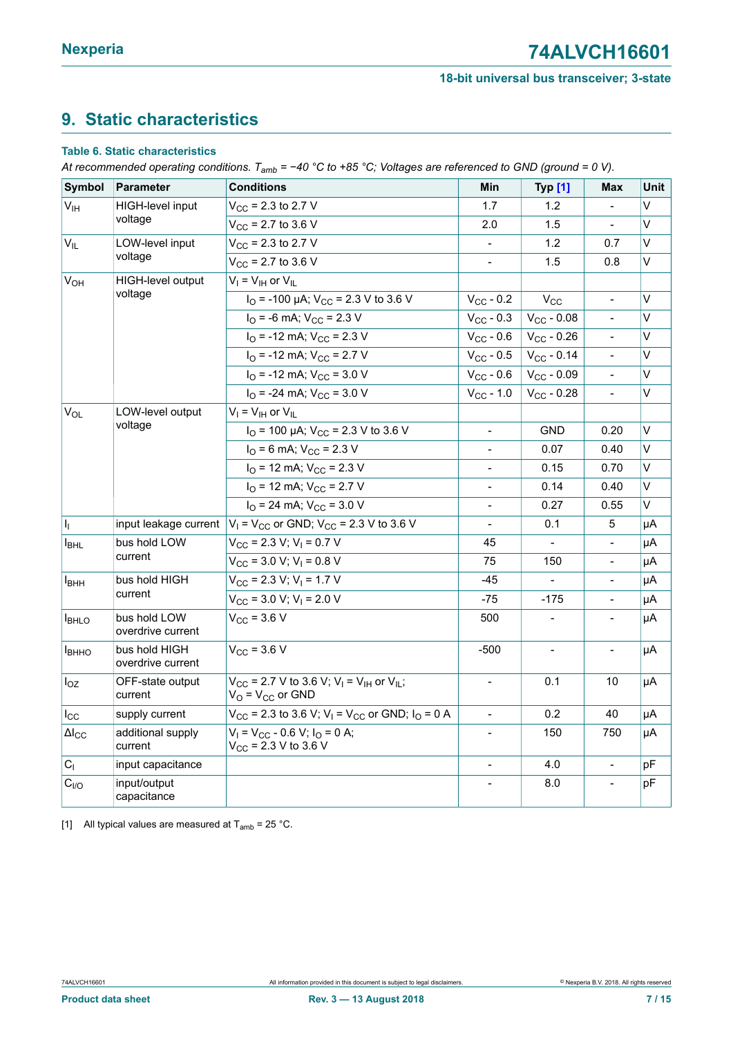## 9. Static characteristics

**Table 6. Static characteristics**

*At recommended operating conditions. $T_{amb}$ = −40 °C to +85 °C; Voltages are referenced to GND (ground = 0 V).*

| Symbol | Parameter | Conditions | Min | Typ [1] | Max | Unit |
|---|---|---|---|---|---|---|
| $V_{IH}$ | HIGH-level input voltage | $V_{CC}$ = 2.3 to 2.7 V | 1.7 | 1.2 | - | V |
| | | $V_{CC}$ = 2.7 to 3.6 V | 2.0 | 1.5 | - | V |
| $V_{IL}$ | LOW-level input voltage | $V_{CC}$ = 2.3 to 2.7 V | - | 1.2 | 0.7 | V |
| | | $V_{CC}$ = 2.7 to 3.6 V | - | 1.5 | 0.8 | V |
| $V_{OH}$ | HIGH-level output voltage | $V_I$ = $V_{IH}$ or $V_{IL}$ | | | | |
| | | $I_O$ = -100 μA; $V_{CC}$ = 2.3 V to 3.6 V | $V_{CC}$ - 0.2 | $V_{CC}$ | - | V |
| | | $I_O$ = -6 mA; $V_{CC}$ = 2.3 V | $V_{CC}$ - 0.3 | $V_{CC}$ - 0.08 | - | V |
| | | $I_O$ = -12 mA; $V_{CC}$ = 2.3 V | $V_{CC}$ - 0.6 | $V_{CC}$ - 0.26 | - | V |
| | | $I_O$ = -12 mA; $V_{CC}$ = 2.7 V | $V_{CC}$ - 0.5 | $V_{CC}$ - 0.14 | - | V |
| | | $I_O$ = -12 mA; $V_{CC}$ = 3.0 V | $V_{CC}$ - 0.6 | $V_{CC}$ - 0.09 | - | V |
| | | $I_O$ = -24 mA; $V_{CC}$ = 3.0 V | $V_{CC}$ - 1.0 | $V_{CC}$ - 0.28 | - | V |
| $V_{OL}$ | LOW-level output voltage | $V_I$ = $V_{IH}$ or $V_{IL}$ | | | | |
| | | $I_O$ = 100 μA; $V_{CC}$ = 2.3 V to 3.6 V | - | GND | 0.20 | V |
| | | $I_O$ = 6 mA; $V_{CC}$ = 2.3 V | - | 0.07 | 0.40 | V |
| | | $I_O$ = 12 mA; $V_{CC}$ = 2.3 V | - | 0.15 | 0.70 | V |
| | | $I_O$ = 12 mA; $V_{CC}$ = 2.7 V | - | 0.14 | 0.40 | V |
| | | $I_O$ = 24 mA; $V_{CC}$ = 3.0 V | - | 0.27 | 0.55 | V |
| $I_I$ | input leakage current | $V_I$ = $V_{CC}$ or GND; $V_{CC}$ = 2.3 V to 3.6 V | - | 0.1 | 5 | μA |
| $I_{BHL}$ | bus hold LOW current | $V_{CC}$ = 2.3 V; $V_I$ = 0.7 V | 45 | - | - | μA |
| | | $V_{CC}$ = 3.0 V; $V_I$ = 0.8 V | 75 | 150 | - | μA |
| $I_{BHH}$ | bus hold HIGH current | $V_{CC}$ = 2.3 V; $V_I$ = 1.7 V | -45 | - | - | μA |
| | | $V_{CC}$ = 3.0 V; $V_I$ = 2.0 V | -75 | -175 | - | μA |
| $I_{BHLO}$ | bus hold LOW overdrive current | $V_{CC}$ = 3.6 V | 500 | - | - | μA |
| $I_{BHHO}$ | bus hold HIGH overdrive current | $V_{CC}$ = 3.6 V | -500 | - | - | μA |
| $I_{OZ}$ | OFF-state output current | $V_{CC}$ = 2.7 V to 3.6 V; $V_I$ = $V_{IH}$ or $V_{IL}$; $V_O$ = $V_{CC}$ or GND | - | 0.1 | 10 | μA |
| $I_{CC}$ | supply current | $V_{CC}$ = 2.3 to 3.6 V; $V_I$ = $V_{CC}$ or GND; $I_O$ = 0 A | - | 0.2 | 40 | μA |
| $\Delta I_{CC}$ | additional supply current | $V_I$ = $V_{CC}$ - 0.6 V; $I_O$ = 0 A; $V_{CC}$ = 2.3 V to 3.6 V | - | 150 | 750 | μA |
| $C_I$ | input capacitance | | - | 4.0 | - | pF |
| $C_{I/O}$ | input/output capacitance | | - | 8.0 | - | pF |

[1] All typical values are measured at $T_{amb}$ = 25 °C.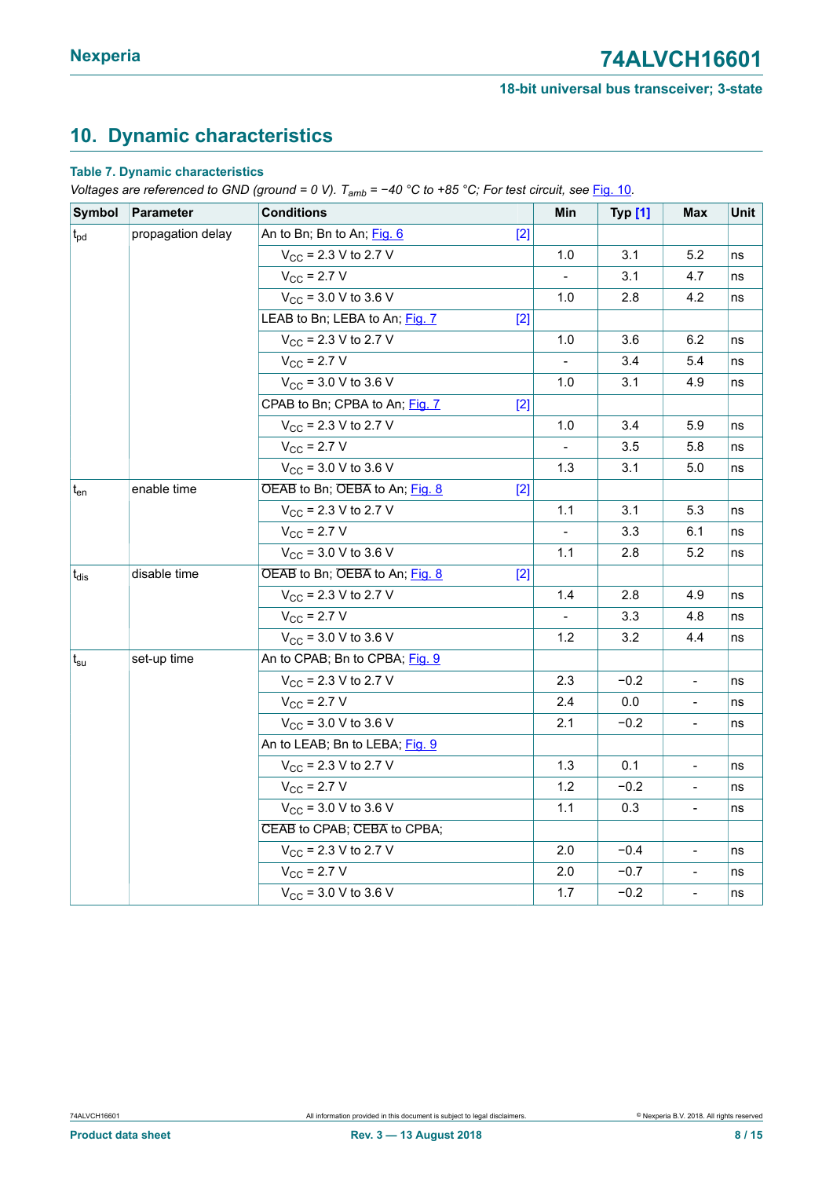## 10. Dynamic characteristics

**Table 7. Dynamic characteristics**

*Voltages are referenced to GND (ground = 0 V). $T_{amb}$ = −40 °C to +85 °C; For test circuit, see Fig. 10.*

| Symbol | Parameter | Conditions | Min | Typ [1] | Max | Unit |
|---|---|---|---|---|---|---|
| $t_{pd}$ | propagation delay | An to Bn; Bn to An; Fig. 6 [2] | | | | |
| | | $V_{CC}$ = 2.3 V to 2.7 V | 1.0 | 3.1 | 5.2 | ns |
| | | $V_{CC}$ = 2.7 V | - | 3.1 | 4.7 | ns |
| | | $V_{CC}$ = 3.0 V to 3.6 V | 1.0 | 2.8 | 4.2 | ns |
| | | LEAB to Bn; LEBA to An; Fig. 7 [2] | | | | |
| | | $V_{CC}$ = 2.3 V to 2.7 V | 1.0 | 3.6 | 6.2 | ns |
| | | $V_{CC}$ = 2.7 V | - | 3.4 | 5.4 | ns |
| | | $V_{CC}$ = 3.0 V to 3.6 V | 1.0 | 3.1 | 4.9 | ns |
| | | CPAB to Bn; CPBA to An; Fig. 7 [2] | | | | |
| | | $V_{CC}$ = 2.3 V to 2.7 V | 1.0 | 3.4 | 5.9 | ns |
| | | $V_{CC}$ = 2.7 V | - | 3.5 | 5.8 | ns |
| | | $V_{CC}$ = 3.0 V to 3.6 V | 1.3 | 3.1 | 5.0 | ns |
| $t_{en}$ | enable time | $\overline{OEAB}$ to Bn; $\overline{OEBA}$ to An; Fig. 8 [2] | | | | |
| | | $V_{CC}$ = 2.3 V to 2.7 V | 1.1 | 3.1 | 5.3 | ns |
| | | $V_{CC}$ = 2.7 V | - | 3.3 | 6.1 | ns |
| | | $V_{CC}$ = 3.0 V to 3.6 V | 1.1 | 2.8 | 5.2 | ns |
| $t_{dis}$ | disable time | $\overline{OEAB}$ to Bn; $\overline{OEBA}$ to An; Fig. 8 [2] | | | | |
| | | $V_{CC}$ = 2.3 V to 2.7 V | 1.4 | 2.8 | 4.9 | ns |
| | | $V_{CC}$ = 2.7 V | - | 3.3 | 4.8 | ns |
| | | $V_{CC}$ = 3.0 V to 3.6 V | 1.2 | 3.2 | 4.4 | ns |
| $t_{su}$ | set-up time | An to CPAB; Bn to CPBA; Fig. 9 | | | | |
| | | $V_{CC}$ = 2.3 V to 2.7 V | 2.3 | −0.2 | - | ns |
| | | $V_{CC}$ = 2.7 V | 2.4 | 0.0 | - | ns |
| | | $V_{CC}$ = 3.0 V to 3.6 V | 2.1 | −0.2 | - | ns |
| | | An to LEAB; Bn to LEBA; Fig. 9 | | | | |
| | | $V_{CC}$ = 2.3 V to 2.7 V | 1.3 | 0.1 | - | ns |
| | | $V_{CC}$ = 2.7 V | 1.2 | −0.2 | - | ns |
| | | $V_{CC}$ = 3.0 V to 3.6 V | 1.1 | 0.3 | - | ns |
| | | $\overline{CEAB}$ to CPAB; $\overline{CEBA}$ to CPBA; | | | | |
| | | $V_{CC}$ = 2.3 V to 2.7 V | 2.0 | −0.4 | - | ns |
| | | $V_{CC}$ = 2.7 V | 2.0 | −0.7 | - | ns |
| | | $V_{CC}$ = 3.0 V to 3.6 V | 1.7 | −0.2 | - | ns |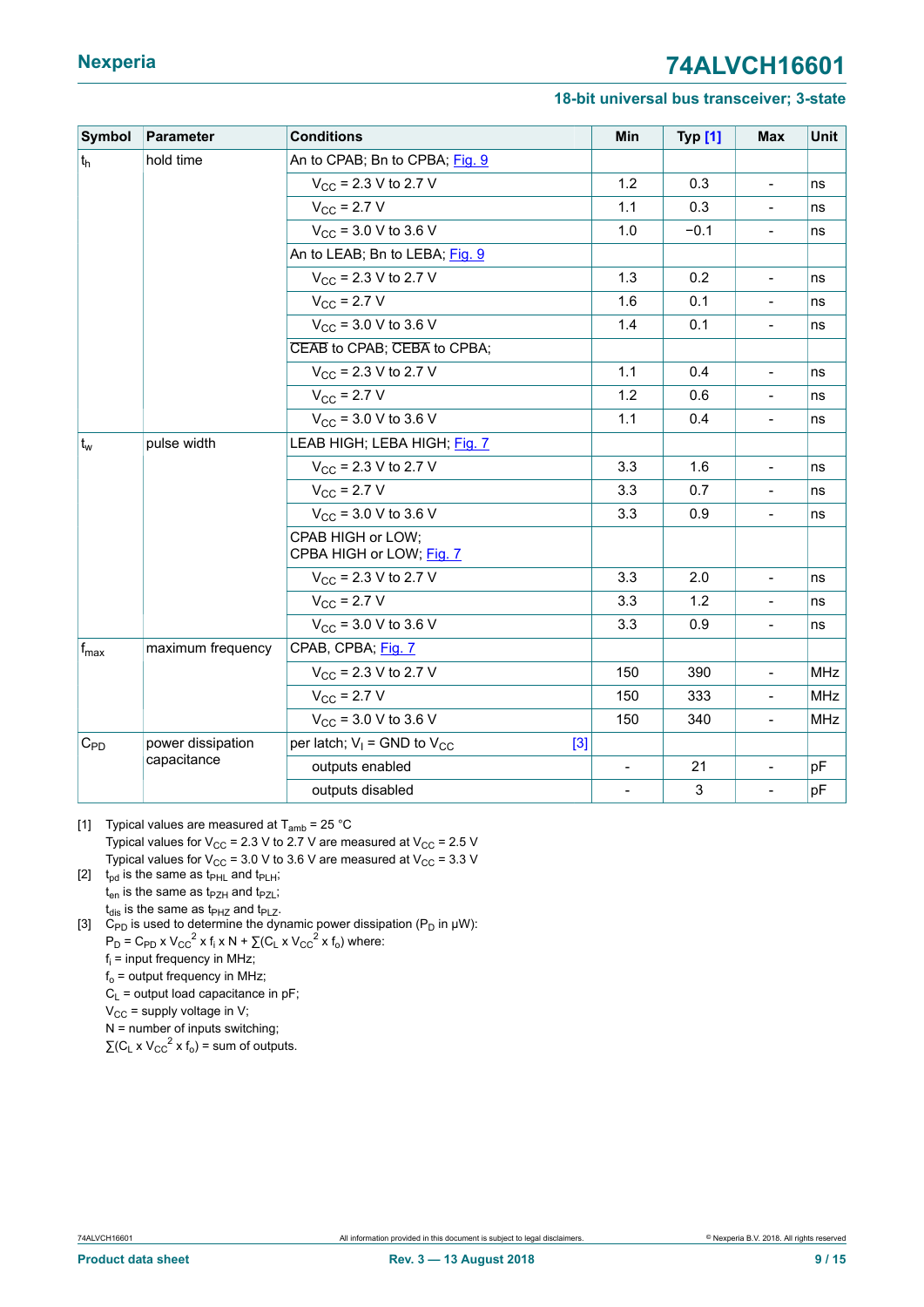| Symbol | Parameter | Conditions | Min | Typ [1] | Max | Unit |
|---|---|---|---|---|---|---|
| $t_h$ | hold time | An to CPAB; Bn to CPBA; Fig. 9 | | | | |
| | | $V_{CC}$ = 2.3 V to 2.7 V | 1.2 | 0.3 | - | ns |
| | | $V_{CC}$ = 2.7 V | 1.1 | 0.3 | - | ns |
| | | $V_{CC}$ = 3.0 V to 3.6 V | 1.0 | −0.1 | - | ns |
| | | An to LEAB; Bn to LEBA; Fig. 9 | | | | |
| | | $V_{CC}$ = 2.3 V to 2.7 V | 1.3 | 0.2 | - | ns |
| | | $V_{CC}$ = 2.7 V | 1.6 | 0.1 | - | ns |
| | | $V_{CC}$ = 3.0 V to 3.6 V | 1.4 | 0.1 | - | ns |
| | | $\overline{CEAB}$ to CPAB; $\overline{CEBA}$ to CPBA; | | | | |
| | | $V_{CC}$ = 2.3 V to 2.7 V | 1.1 | 0.4 | - | ns |
| | | $V_{CC}$ = 2.7 V | 1.2 | 0.6 | - | ns |
| | | $V_{CC}$ = 3.0 V to 3.6 V | 1.1 | 0.4 | - | ns |
| $t_W$ | pulse width | LEAB HIGH; LEBA HIGH; Fig. 7 | | | | |
| | | $V_{CC}$ = 2.3 V to 2.7 V | 3.3 | 1.6 | - | ns |
| | | $V_{CC}$ = 2.7 V | 3.3 | 0.7 | - | ns |
| | | $V_{CC}$ = 3.0 V to 3.6 V | 3.3 | 0.9 | - | ns |
| | | CPAB HIGH or LOW; CPBA HIGH or LOW; Fig. 7 | | | | |
| | | $V_{CC}$ = 2.3 V to 2.7 V | 3.3 | 2.0 | - | ns |
| | | $V_{CC}$ = 2.7 V | 3.3 | 1.2 | - | ns |
| | | $V_{CC}$ = 3.0 V to 3.6 V | 3.3 | 0.9 | - | ns |
| $f_{max}$ | maximum frequency | CPAB, CPBA; Fig. 7 | | | | |
| | | $V_{CC}$ = 2.3 V to 2.7 V | 150 | 390 | - | MHz |
| | | $V_{CC}$ = 2.7 V | 150 | 333 | - | MHz |
| | | $V_{CC}$ = 3.0 V to 3.6 V | 150 | 340 | - | MHz |
| $C_{PD}$ | power dissipation capacitance | per latch; $V_I$ = GND to $V_{CC}$ [3] | | | | |
| | | outputs enabled | - | 21 | - | pF |
| | | outputs disabled | - | 3 | - | pF |

[1] Typical values are measured at $T_{amb}$ = 25 °C
Typical values for $V_{CC}$ = 2.3 V to 2.7 V are measured at $V_{CC}$ = 2.5 V
Typical values for $V_{CC}$ = 3.0 V to 3.6 V are measured at $V_{CC}$ = 3.3 V

[2] $t_{pd}$ is the same as $t_{PHL}$ and $t_{PLH}$;
$t_{en}$ is the same as $t_{PZH}$ and $t_{PZL}$;
$t_{dis}$ is the same as $t_{PHZ}$ and $t_{PLZ}$.

[3] $C_{PD}$ is used to determine the dynamic power dissipation ($P_D$ in μW):
$P_D = C_{PD} \times V_{CC}^2 \times f_i \times N + \sum(C_L \times V_{CC}^2 \times f_o)$ where:
$f_i$ = input frequency in MHz;
$f_o$ = output frequency in MHz;
$C_L$ = output load capacitance in pF;
$V_{CC}$ = supply voltage in V;
N = number of inputs switching;
$\sum(C_L \times V_{CC}^2 \times f_o)$ = sum of outputs.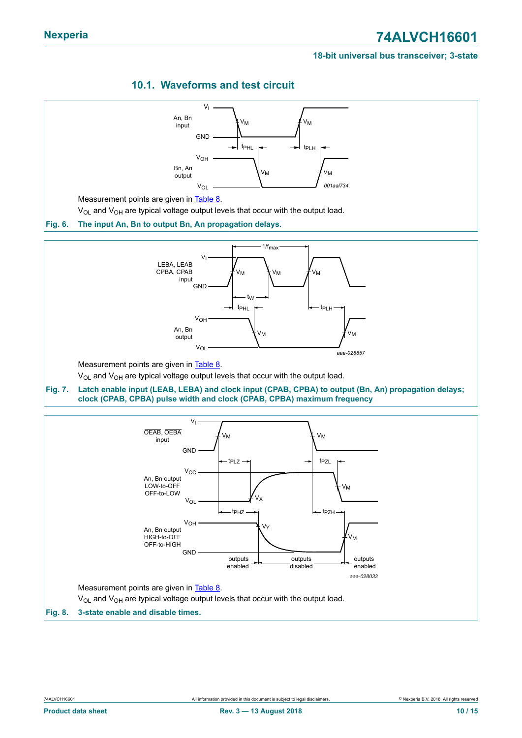## 10.1. Waveforms and test circuit

Measurement points are given in Table 8.

$V_{OL}$ and $V_{OH}$ are typical voltage output levels that occur with the output load.

**Fig. 6. The input An, Bn to output Bn, An propagation delays.**

Measurement points are given in Table 8.

$V_{OL}$ and $V_{OH}$ are typical voltage output levels that occur with the output load.

**Fig. 7. Latch enable input (LEAB, LEBA) and clock input (CPAB, CPBA) to output (Bn, An) propagation delays; clock (CPAB, CPBA) pulse width and clock (CPAB, CPBA) maximum frequency**

Measurement points are given in Table 8.

$V_{OL}$ and $V_{OH}$ are typical voltage output levels that occur with the output load.

**Fig. 8. 3-state enable and disable times.**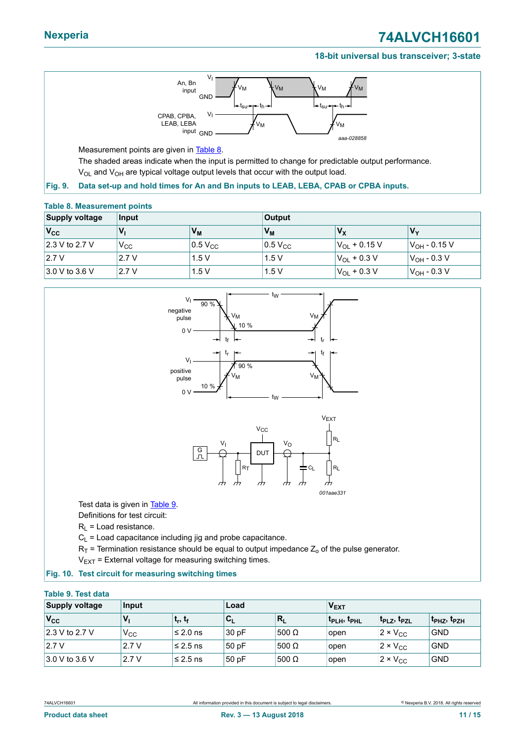Measurement points are given in Table 8.

The shaded areas indicate when the input is permitted to change for predictable output performance.

$V_{OL}$ and $V_{OH}$ are typical voltage output levels that occur with the output load.

**Fig. 9. Data set-up and hold times for An and Bn inputs to LEAB, LEBA, CPAB or CPBA inputs.**

**Table 8. Measurement points**

| Supply voltage | Input | | Output | | |
|---|---|---|---|---|---|
| $V_{CC}$ | $V_I$ | $V_M$ | $V_M$ | $V_X$ | $V_Y$ |
| 2.3 V to 2.7 V | $V_{CC}$ | 0.5 $V_{CC}$ | 0.5 $V_{CC}$ | $V_{OL}$ + 0.15 V | $V_{OH}$ - 0.15 V |
| 2.7 V | 2.7 V | 1.5 V | 1.5 V | $V_{OL}$ + 0.3 V | $V_{OH}$ - 0.3 V |
| 3.0 V to 3.6 V | 2.7 V | 1.5 V | 1.5 V | $V_{OL}$ + 0.3 V | $V_{OH}$ - 0.3 V |

Test data is given in Table 9.

Definitions for test circuit:

$R_L$ = Load resistance.

$C_L$ = Load capacitance including jig and probe capacitance.

$R_T$ = Termination resistance should be equal to output impedance $Z_o$ of the pulse generator.

$V_{EXT}$ = External voltage for measuring switching times.

**Fig. 10. Test circuit for measuring switching times**

**Table 9. Test data**

| Supply voltage | Input | | Load | | $V_{EXT}$ | | |
|---|---|---|---|---|---|---|---|
| $V_{CC}$ | $V_I$ | $t_r$, $t_f$ | $C_L$ | $R_L$ | $t_{PLH}$, $t_{PHL}$ | $t_{PLZ}$, $t_{PZL}$ | $t_{PHZ}$, $t_{PZH}$ |
| 2.3 V to 2.7 V | $V_{CC}$ | ≤ 2.0 ns | 30 pF | 500 Ω | open | 2 × $V_{CC}$ | GND |
| 2.7 V | 2.7 V | ≤ 2.5 ns | 50 pF | 500 Ω | open | 2 × $V_{CC}$ | GND |
| 3.0 V to 3.6 V | 2.7 V | ≤ 2.5 ns | 50 pF | 500 Ω | open | 2 × $V_{CC}$ | GND |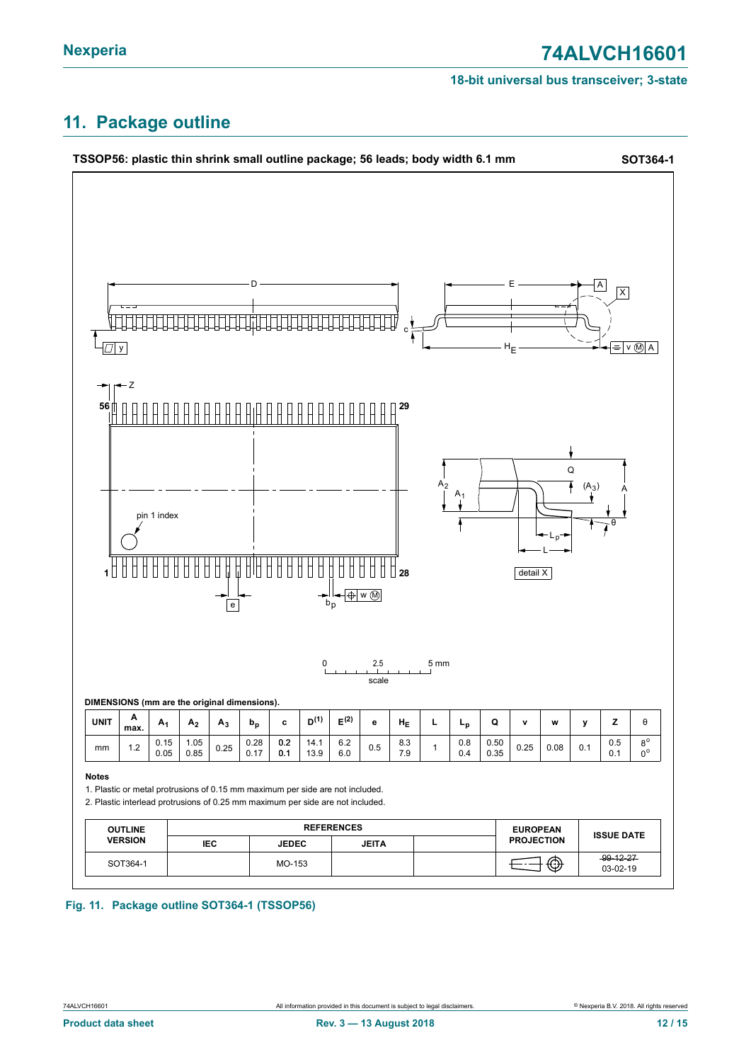## 11. Package outline

**TSSOP56: plastic thin shrink small outline package; 56 leads; body width 6.1 mm** **SOT364-1**

**DIMENSIONS (mm are the original dimensions).**

| UNIT | A max. | $A_1$ | $A_2$ | $A_3$ | $b_p$ | c | $D^{(1)}$ | $E^{(2)}$ | e | $H_E$ | L | $L_p$ | Q | v | w | y | Z | θ |
|---|---|---|---|---|---|---|---|---|---|---|---|---|---|---|---|---|---|---|
| mm | 1.2 | 0.15<br>0.05 | 1.05<br>0.85 | 0.25 | 0.28<br>0.17 | 0.2<br>0.1 | 14.1<br>13.9 | 6.2<br>6.0 | 0.5 | 8.3<br>7.9 | 1 | 0.8<br>0.4 | 0.50<br>0.35 | 0.25 | 0.08 | 0.1 | 0.5<br>0.1 | 8°<br>0° |

**Notes**

1. Plastic or metal protrusions of 0.15 mm maximum per side are not included.
2. Plastic interlead protrusions of 0.25 mm maximum per side are not included.

| OUTLINE VERSION | REFERENCES | | | | EUROPEAN PROJECTION | ISSUE DATE |
|---|---|---|---|---|---|---|
| | IEC | JEDEC | JEITA | | | |
| SOT364-1 | | MO-153 | | | | ~~99-12-27~~<br>03-02-19 |

**Fig. 11. Package outline SOT364-1 (TSSOP56)**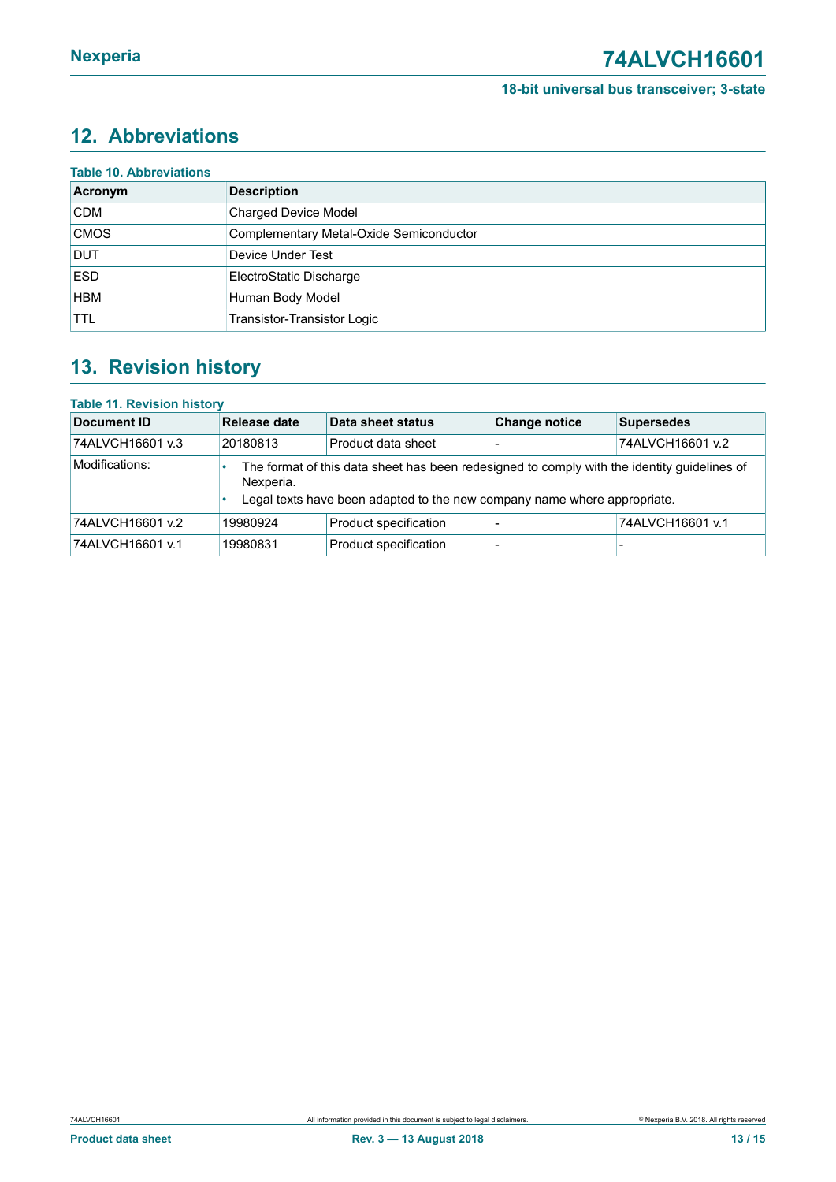## 12. Abbreviations

**Table 10. Abbreviations**

| Acronym | Description |
|---|---|
| CDM | Charged Device Model |
| CMOS | Complementary Metal-Oxide Semiconductor |
| DUT | Device Under Test |
| ESD | ElectroStatic Discharge |
| HBM | Human Body Model |
| TTL | Transistor-Transistor Logic |

## 13. Revision history

**Table 11. Revision history**

| Document ID | Release date | Data sheet status | Change notice | Supersedes |
|---|---|---|---|---|
| 74ALVCH16601 v.3 | 20180813 | Product data sheet | - | 74ALVCH16601 v.2 |
| Modifications: | • The format of this data sheet has been redesigned to comply with the identity guidelines of Nexperia. • Legal texts have been adapted to the new company name where appropriate. | | | |
| 74ALVCH16601 v.2 | 19980924 | Product specification | - | 74ALVCH16601 v.1 |
| 74ALVCH16601 v.1 | 19980831 | Product specification | - | - |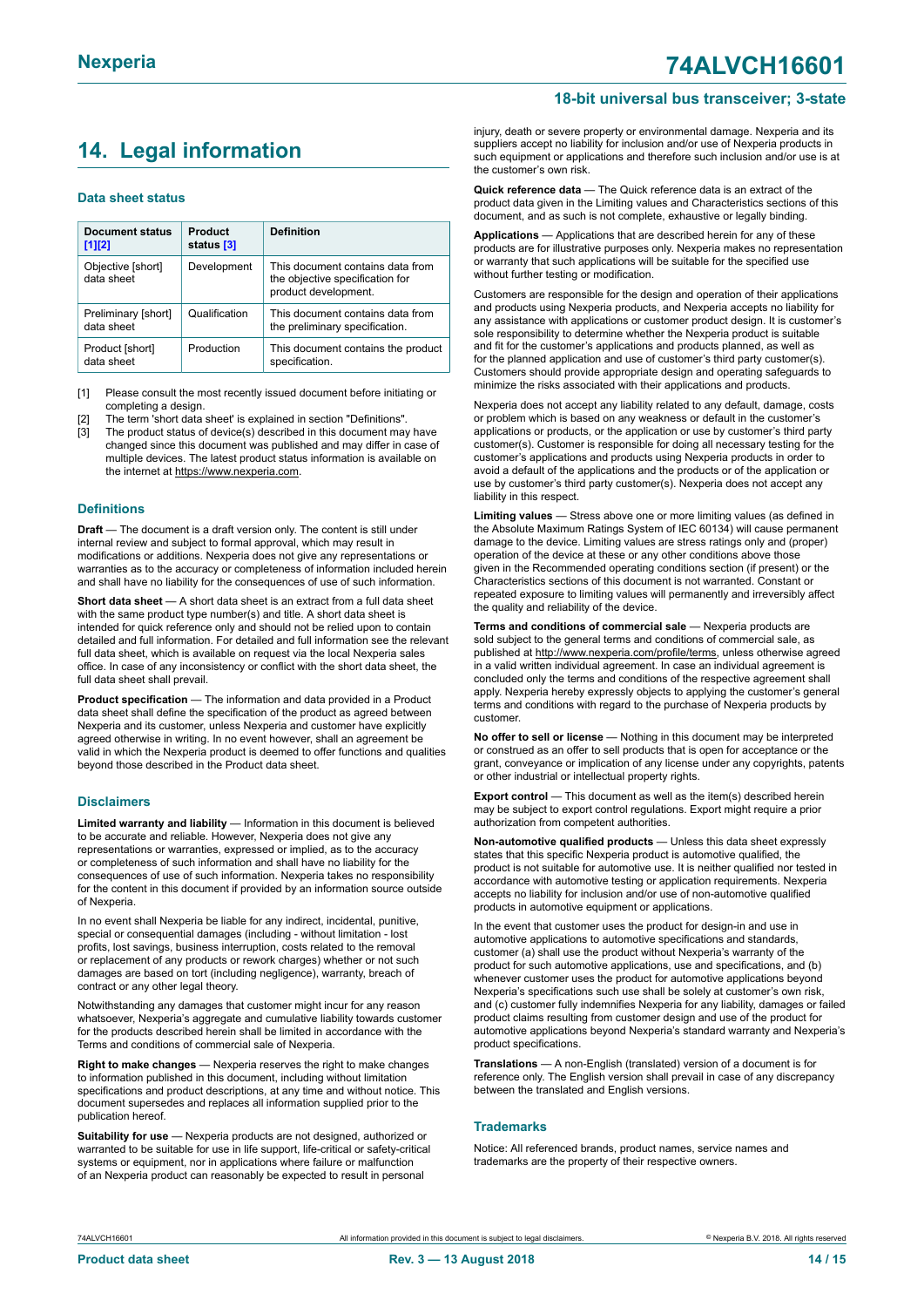# 14. Legal information

### Data sheet status

| Document status [1][2] | Product status [3] | Definition |
|---|---|---|
| Objective [short] data sheet | Development | This document contains data from the objective specification for product development. |
| Preliminary [short] data sheet | Qualification | This document contains data from the preliminary specification. |
| Product [short] data sheet | Production | This document contains the product specification. |

[1] Please consult the most recently issued document before initiating or completing a design.

[2] The term 'short data sheet' is explained in section "Definitions".

[3] The product status of device(s) described in this document may have changed since this document was published and may differ in case of multiple devices. The latest product status information is available on the internet at https://www.nexperia.com.

### Definitions

**Draft** — The document is a draft version only. The content is still under internal review and subject to formal approval, which may result in modifications or additions. Nexperia does not give any representations or warranties as to the accuracy or completeness of information included herein and shall have no liability for the consequences of use of such information.

**Short data sheet** — A short data sheet is an extract from a full data sheet with the same product type number(s) and title. A short data sheet is intended for quick reference only and should not be relied upon to contain detailed and full information. For detailed and full information see the relevant full data sheet, which is available on request via the local Nexperia sales office. In case of any inconsistency or conflict with the short data sheet, the full data sheet shall prevail.

**Product specification** — The information and data provided in a Product data sheet shall define the specification of the product as agreed between Nexperia and its customer, unless Nexperia and customer have explicitly agreed otherwise in writing. In no event however, shall an agreement be valid in which the Nexperia product is deemed to offer functions and qualities beyond those described in the Product data sheet.

### Disclaimers

**Limited warranty and liability** — Information in this document is believed to be accurate and reliable. However, Nexperia does not give any representations or warranties, expressed or implied, as to the accuracy or completeness of such information and shall have no liability for the consequences of use of such information. Nexperia takes no responsibility for the content in this document if provided by an information source outside of Nexperia.

In no event shall Nexperia be liable for any indirect, incidental, punitive, special or consequential damages (including - without limitation - lost profits, lost savings, business interruption, costs related to the removal or replacement of any products or rework charges) whether or not such damages are based on tort (including negligence), warranty, breach of contract or any other legal theory.

Notwithstanding any damages that customer might incur for any reason whatsoever, Nexperia's aggregate and cumulative liability towards customer for the products described herein shall be limited in accordance with the Terms and conditions of commercial sale of Nexperia.

**Right to make changes** — Nexperia reserves the right to make changes to information published in this document, including without limitation specifications and product descriptions, at any time and without notice. This document supersedes and replaces all information supplied prior to the publication hereof.

**Suitability for use** — Nexperia products are not designed, authorized or warranted to be suitable for use in life support, life-critical or safety-critical systems or equipment, nor in applications where failure or malfunction of an Nexperia product can reasonably be expected to result in personal injury, death or severe property or environmental damage. Nexperia and its suppliers accept no liability for inclusion and/or use of Nexperia products in such equipment or applications and therefore such inclusion and/or use is at the customer's own risk.

**Quick reference data** — The Quick reference data is an extract of the product data given in the Limiting values and Characteristics sections of this document, and as such is not complete, exhaustive or legally binding.

**Applications** — Applications that are described herein for any of these products are for illustrative purposes only. Nexperia makes no representation or warranty that such applications will be suitable for the specified use without further testing or modification.

Customers are responsible for the design and operation of their applications and products using Nexperia products, and Nexperia accepts no liability for any assistance with applications or customer product design. It is customer's sole responsibility to determine whether the Nexperia product is suitable and fit for the customer's applications and products planned, as well as for the planned application and use of customer's third party customer(s). Customers should provide appropriate design and operating safeguards to minimize the risks associated with their applications and products.

Nexperia does not accept any liability related to any default, damage, costs or problem which is based on any weakness or default in the customer's applications or products, or the application or use by customer's third party customer(s). Customer is responsible for doing all necessary testing for the customer's applications and products using Nexperia products in order to avoid a default of the applications and the products or of the application or use by customer's third party customer(s). Nexperia does not accept any liability in this respect.

**Limiting values** — Stress above one or more limiting values (as defined in the Absolute Maximum Ratings System of IEC 60134) will cause permanent damage to the device. Limiting values are stress ratings only and (proper) operation of the device at these or any other conditions above those given in the Recommended operating conditions section (if present) or the Characteristics sections of this document is not warranted. Constant or repeated exposure to limiting values will permanently and irreversibly affect the quality and reliability of the device.

**Terms and conditions of commercial sale** — Nexperia products are sold subject to the general terms and conditions of commercial sale, as published at http://www.nexperia.com/profile/terms, unless otherwise agreed in a valid written individual agreement. In case an individual agreement is concluded only the terms and conditions of the respective agreement shall apply. Nexperia hereby expressly objects to applying the customer's general terms and conditions with regard to the purchase of Nexperia products by customer.

**No offer to sell or license** — Nothing in this document may be interpreted or construed as an offer to sell products that is open for acceptance or the grant, conveyance or implication of any license under any copyrights, patents or other industrial or intellectual property rights.

**Export control** — This document as well as the item(s) described herein may be subject to export control regulations. Export might require a prior authorization from competent authorities.

**Non-automotive qualified products** — Unless this data sheet expressly states that this specific Nexperia product is automotive qualified, the product is not suitable for automotive use. It is neither qualified nor tested in accordance with automotive testing or application requirements. Nexperia accepts no liability for inclusion and/or use of non-automotive qualified products in automotive equipment or applications.

In the event that customer uses the product for design-in and use in automotive applications to automotive specifications and standards, customer (a) shall use the product without Nexperia's warranty of the product for such automotive applications, use and specifications, and (b) whenever customer uses the product for automotive applications beyond Nexperia's specifications such use shall be solely at customer's own risk, and (c) customer fully indemnifies Nexperia for any liability, damages or failed product claims resulting from customer design and use of the product for automotive applications beyond Nexperia's standard warranty and Nexperia's product specifications.

**Translations** — A non-English (translated) version of a document is for reference only. The English version shall prevail in case of any discrepancy between the translated and English versions.

### Trademarks

Notice: All referenced brands, product names, service names and trademarks are the property of their respective owners.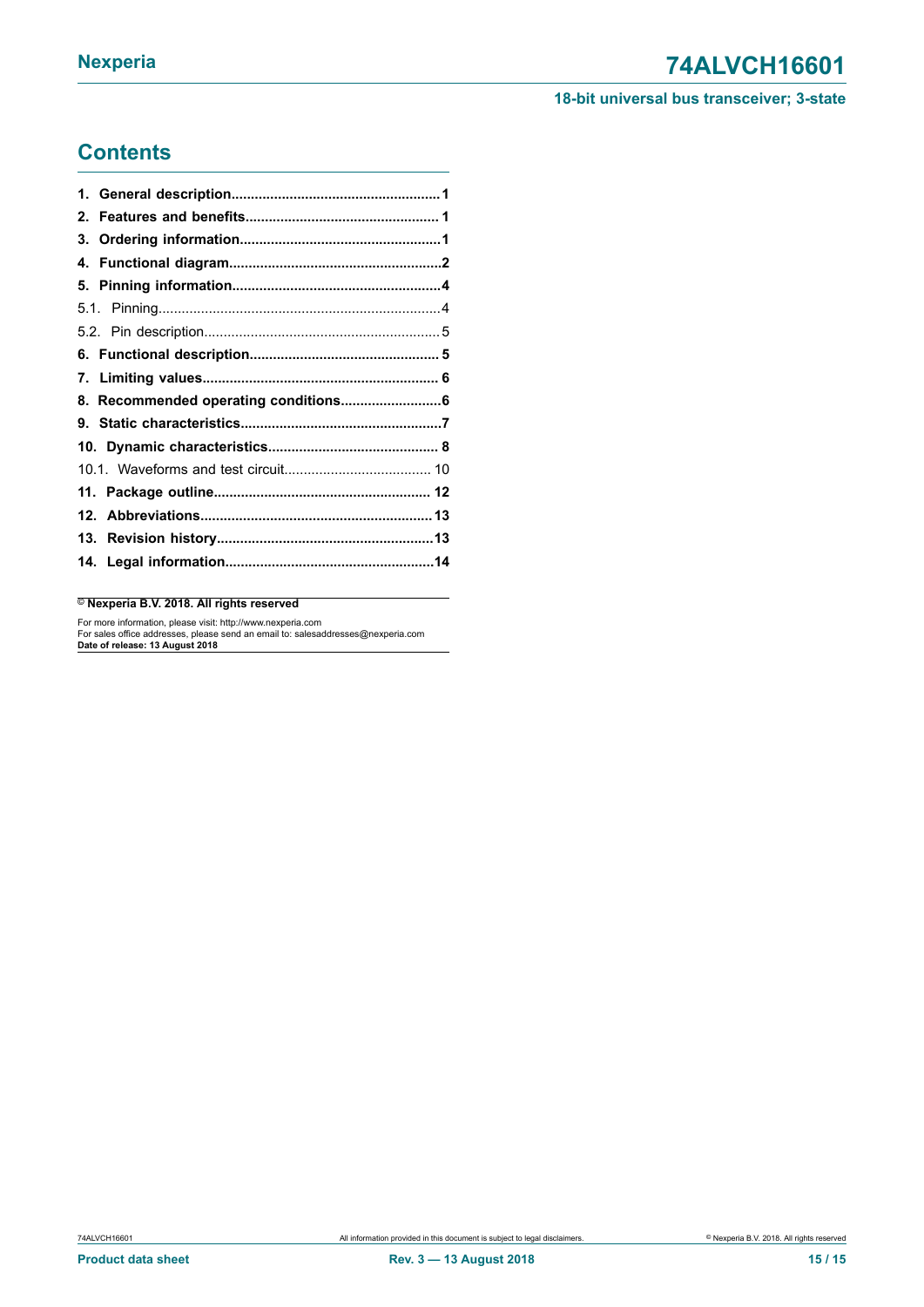## Contents

- **1. General description** 1
- **2. Features and benefits** 1
- **3. Ordering information** 1
- **4. Functional diagram** 2
- **5. Pinning information** 4
  - 5.1. Pinning 4
  - 5.2. Pin description 5
- **6. Functional description** 5
- **7. Limiting values** 6
- **8. Recommended operating conditions** 6
- **9. Static characteristics** 7
- **10. Dynamic characteristics** 8
  - 10.1. Waveforms and test circuit 10
- **11. Package outline** 12
- **12. Abbreviations** 13
- **13. Revision history** 13
- **14. Legal information** 14

**© Nexperia B.V. 2018. All rights reserved**

For more information, please visit: http://www.nexperia.com
For sales office addresses, please send an email to: salesaddresses@nexperia.com
**Date of release: 13 August 2018**